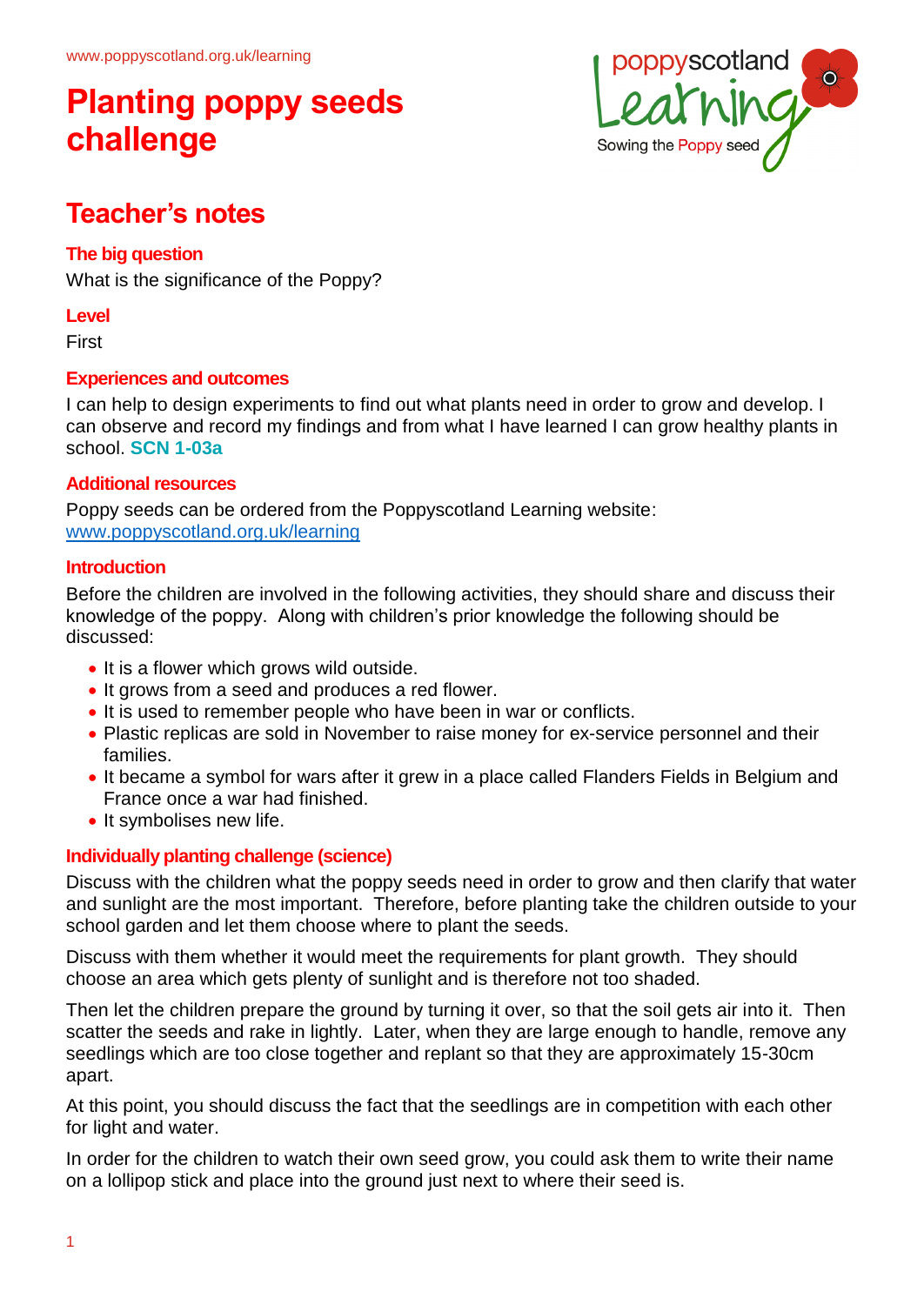www.poppyscotland.org.uk/learning

# Planting poppy seeds challenge

## Teacher's notes

### The big question

What is the significance of the Poppy?

### Level

First

### Experiences and outcomes

I can help to design experiments to find out what plants need in order to grow and develop. I can observe and record my findings and from what I have learned I can grow healthy plants in school. **SCN 1-03a**

### Additional resources

Poppy seeds can be ordered from the Poppyscotland Learning website: www.poppyscotland.org.uk/learning

### Introduction

Before the children are involved in the following activities, they should share and discuss their knowledge of the poppy. Along with children's prior knowledge the following should be discussed:

- It is a flower which grows wild outside.
- It grows from a seed and produces a red flower.
- It is used to remember people who have been in war or conflicts.
- Plastic replicas are sold in November to raise money for ex-service personnel and their families.
- It became a symbol for wars after it grew in a place called Flanders Fields in Belgium and France once a war had finished.
- It symbolises new life.

### Individually planting challenge (science)

Discuss with the children what the poppy seeds need in order to grow and then clarify that water and sunlight are the most important. Therefore, before planting take the children outside to your school garden and let them choose where to plant the seeds.

Discuss with them whether it would meet the requirements for plant growth. They should choose an area which gets plenty of sunlight and is therefore not too shaded.

Then let the children prepare the ground by turning it over, so that the soil gets air into it. Then scatter the seeds and rake in lightly. Later, when they are large enough to handle, remove any seedlings which are too close together and replant so that they are approximately 15-30cm apart.

At this point, you should discuss the fact that the seedlings are in competition with each other for light and water.

In order for the children to watch their own seed grow, you could ask them to write their name on a lollipop stick and place into the ground just next to where their seed is.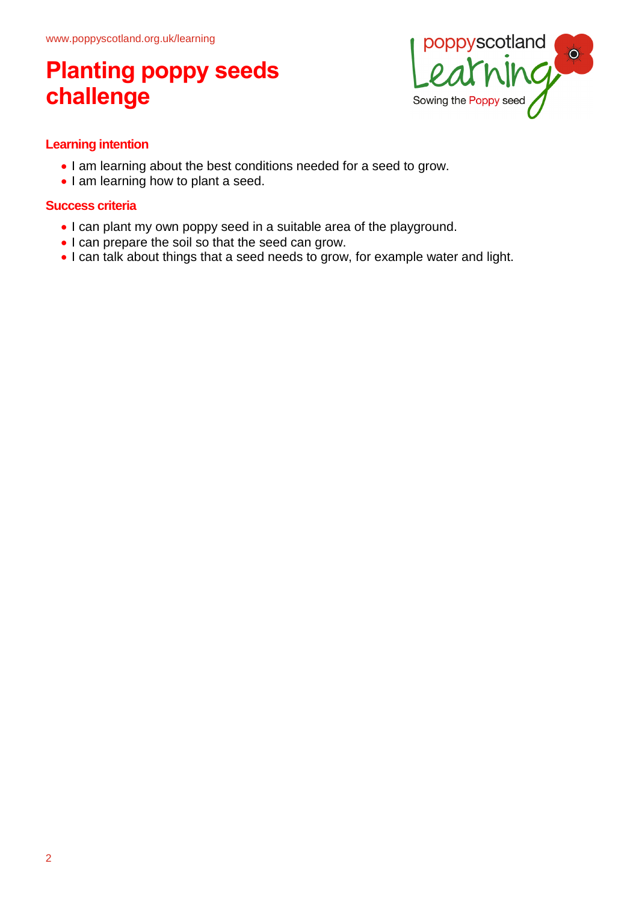# Planting poppy seeds challenge

## Learning intention

- I am learning about the best conditions needed for a seed to grow.
- I am learning how to plant a seed.

## Success criteria

- I can plant my own poppy seed in a suitable area of the playground.
- I can prepare the soil so that the seed can grow.
- I can talk about things that a seed needs to grow, for example water and light.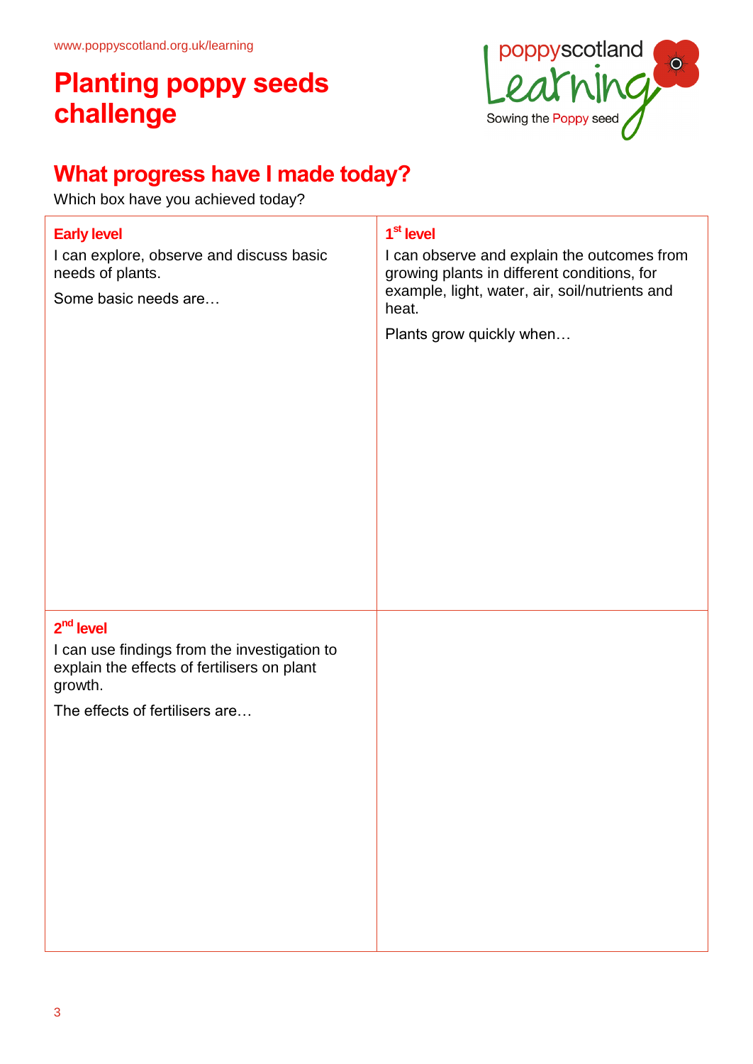www.poppyscotland.org.uk/learning

# Planting poppy seeds challenge

poppyscotland Learning
Sowing the Poppy seed

## What progress have I made today?

Which box have you achieved today?

| **Early level**<br>I can explore, observe and discuss basic needs of plants.<br>Some basic needs are… | **1st level**<br>I can observe and explain the outcomes from growing plants in different conditions, for example, light, water, air, soil/nutrients and heat.<br>Plants grow quickly when… |
|---|---|
| **2nd level**<br>I can use findings from the investigation to explain the effects of fertilisers on plant growth.<br>The effects of fertilisers are… | |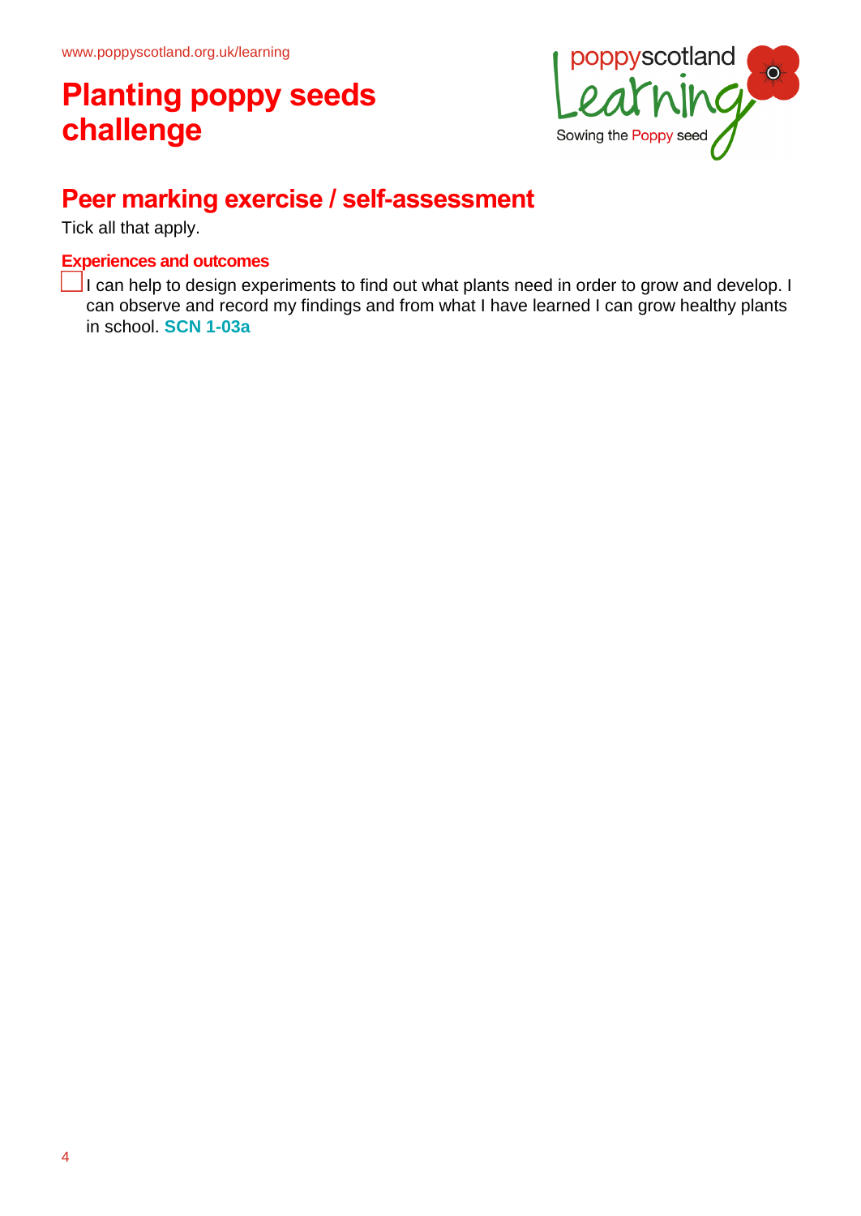# Planting poppy seeds challenge

## Peer marking exercise / self-assessment

Tick all that apply.

### Experiences and outcomes

- [ ] I can help to design experiments to find out what plants need in order to grow and develop. I can observe and record my findings and from what I have learned I can grow healthy plants in school. **SCN 1-03a**